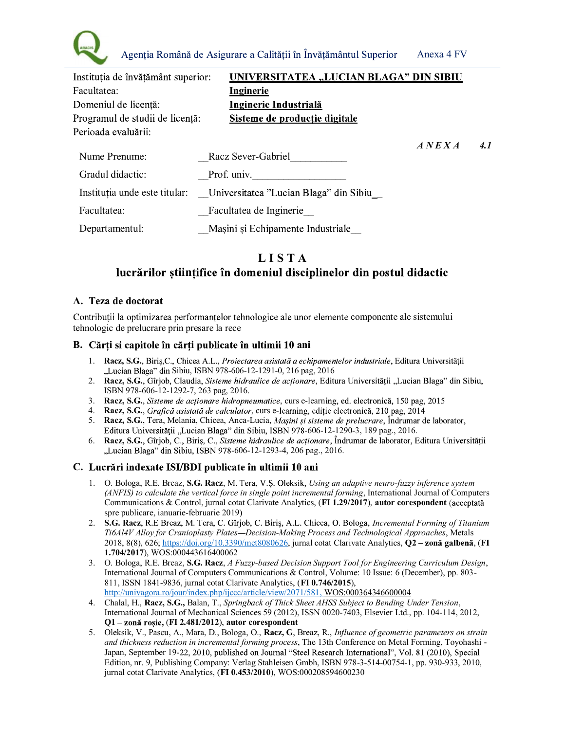Agenția Română de Asigurare a Calității în Învățământul Superior — Anexa 4 FV

| | |
|---|---|
| Instituția de învățământ superior: | **UNIVERSITATEA „LUCIAN BLAGA" DIN SIBIU** |
| Facultatea: | **Inginerie** |
| Domeniul de licență: | **Inginerie Industrială** |
| Programul de studii de licență: | **Sisteme de producție digitale** |
| Perioada evaluării: | |

*ANEXA* **4.1**

| | |
|---|---|
| Nume Prenume: | Racz Sever-Gabriel |
| Gradul didactic: | Prof. univ. |
| Instituția unde este titular: | Universitatea "Lucian Blaga" din Sibiu |
| Facultatea: | Facultatea de Inginerie |
| Departamentul: | Mașini și Echipamente Industriale |

# LISTA
# lucrărilor științifice în domeniul disciplinelor din postul didactic

## A. Teza de doctorat

Contribuții la optimizarea performanțelor tehnologice ale unor elemente componente ale sistemului tehnologic de prelucrare prin presare la rece

## B. Cărți si capitole în cărți publicate în ultimii 10 ani

1. **Racz, S.G.**, Biriș,C., Chicea A.L., *Proiectarea asistată a echipamentelor industriale*, Editura Universității „Lucian Blaga" din Sibiu, ISBN 978-606-12-1291-0, 216 pag, 2016
2. **Racz, S.G.**, Gîrjob, Claudia, *Sisteme hidraulice de acționare*, Editura Universității „Lucian Blaga" din Sibiu, ISBN 978-606-12-1292-7, 263 pag, 2016.
3. **Racz, S.G.**, *Sisteme de acționare hidropneumatice*, curs e-learning, ed. electronică, 150 pag, 2015
4. **Racz, S.G.**, *Grafică asistată de calculator*, curs e-learning, ediție electronică, 210 pag, 2014
5. **Racz, S.G.**, Tera, Melania, Chicea, Anca-Lucia, *Mașini și sisteme de prelucrare*, Îndrumar de laborator, Editura Universității „Lucian Blaga" din Sibiu, ISBN 978-606-12-1290-3, 189 pag., 2016.
6. **Racz, S.G.**, Gîrjob, C., Biriș, C., *Sisteme hidraulice de acționare*, Îndrumar de laborator, Editura Universității „Lucian Blaga" din Sibiu, ISBN 978-606-12-1293-4, 206 pag., 2016.

## C. Lucrări indexate ISI/BDI publicate în ultimii 10 ani

1. O. Bologa, R.E. Breaz, **S.G. Racz**, M. Tera, V.Ș. Oleksik, *Using an adaptive neuro-fuzzy inference system (ANFIS) to calculate the vertical force in single point incremental forming*, International Journal of Computers Communications & Control, jurnal cotat Clarivate Analytics, (**FI 1.29/2017**), **autor corespondent** (acceptată spre publicare, ianuarie-februarie 2019)
2. **S.G. Racz**, R.E Breaz, M. Tera, C. Gîrjob, C. Biriș, A.L. Chicea, O. Bologa, *Incremental Forming of Titanium Ti6Al4V Alloy for Cranioplasty Plates—Decision-Making Process and Technological Approaches*, Metals 2018, 8(8), 626; https://doi.org/10.3390/met8080626, jurnal cotat Clarivate Analytics, **Q2 – zonă galbenă**, (**FI 1.704/2017**), WOS:000443616400062
3. O. Bologa, R.E. Breaz, **S.G. Racz**, *A Fuzzy-based Decision Support Tool for Engineering Curriculum Design*, International Journal of Computers Communications & Control, Volume: 10 Issue: 6 (December), pp. 803-811, ISSN 1841-9836, jurnal cotat Clarivate Analytics, (**FI 0.746/2015**), http://univagora.ro/jour/index.php/ijccc/article/view/2071/581, WOS:000364346600004
4. Chalal, H., **Racz, S.G.**, Balan, T., *Springback of Thick Sheet AHSS Subject to Bending Under Tension*, International Journal of Mechanical Sciences 59 (2012), ISSN 0020-7403, Elsevier Ltd., pp. 104-114, 2012, **Q1 – zonă roșie,** (**FI 2.481/2012**), **autor corespondent**
5. Oleksik, V., Pascu, A., Mara, D., Bologa, O., **Racz, G**, Breaz, R., *Influence of geometric parameters on strain and thickness reduction in incremental forming process*, The 13th Conference on Metal Forming, Toyohashi - Japan, September 19-22, 2010, published on Journal "Steel Research International", Vol. 81 (2010), Special Edition, nr. 9, Publishing Company: Verlag Stahleisen Gmbh, ISBN 978-3-514-00754-1, pp. 930-933, 2010, jurnal cotat Clarivate Analytics, (**FI 0.453/2010**), WOS:000208594600230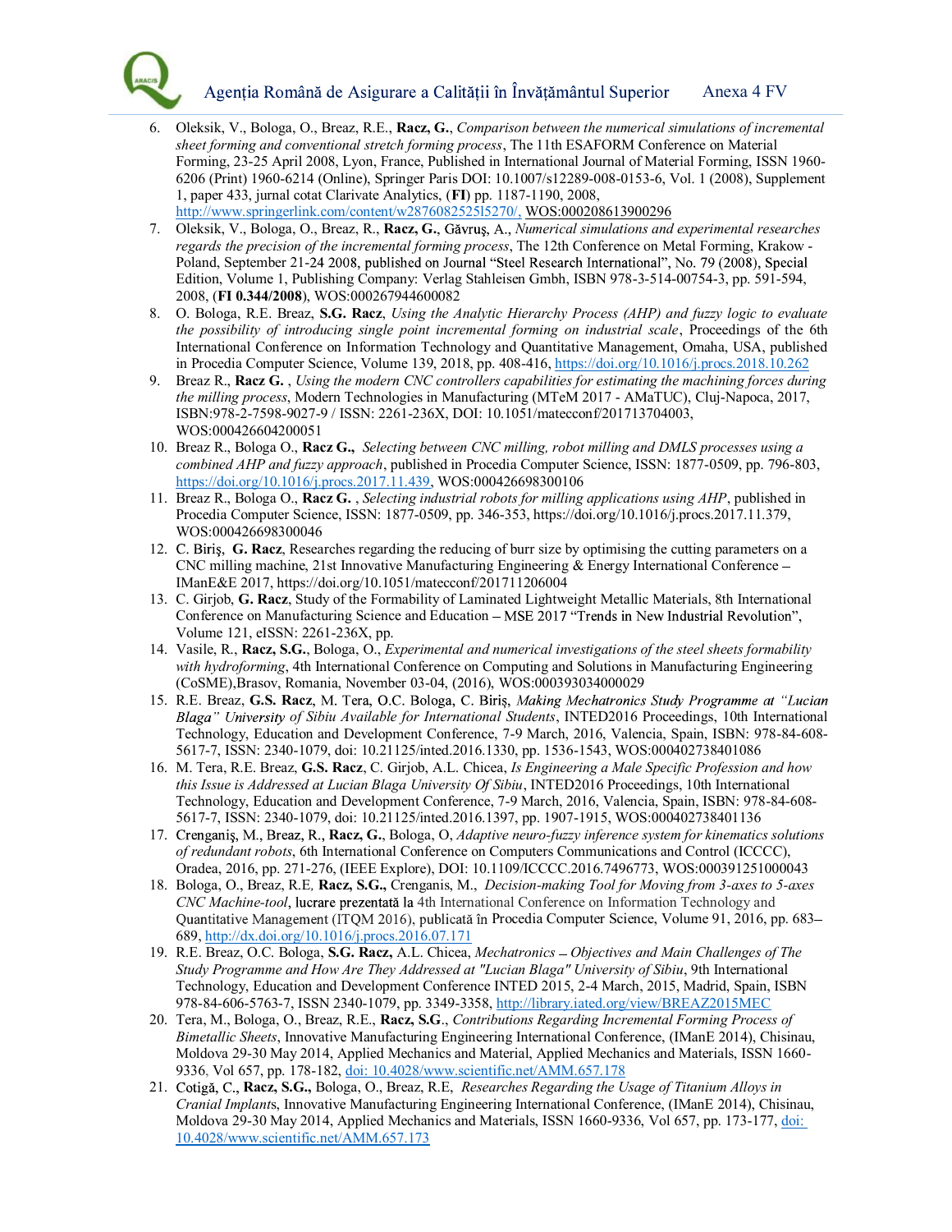6. Oleksik, V., Bologa, O., Breaz, R.E., **Racz, G.**, *Comparison between the numerical simulations of incremental sheet forming and conventional stretch forming process*, The 11th ESAFORM Conference on Material Forming, 23-25 April 2008, Lyon, France, Published in International Journal of Material Forming, ISSN 1960-6206 (Print) 1960-6214 (Online), Springer Paris DOI: 10.1007/s12289-008-0153-6, Vol. 1 (2008), Supplement 1, paper 433, jurnal cotat Clarivate Analytics, (**FI**) pp. 1187-1190, 2008, http://www.springerlink.com/content/w2876082525l5270/, WOS:000208613900296
7. Oleksik, V., Bologa, O., Breaz, R., **Racz, G.**, Găvruş, A., *Numerical simulations and experimental researches regards the precision of the incremental forming process*, The 12th Conference on Metal Forming, Krakow - Poland, September 21-24 2008, published on Journal "Steel Research International", No. 79 (2008), Special Edition, Volume 1, Publishing Company: Verlag Stahleisen Gmbh, ISBN 978-3-514-00754-3, pp. 591-594, 2008, (**FI 0.344/2008**), WOS:000267944600082
8. O. Bologa, R.E. Breaz, **S.G. Racz**, *Using the Analytic Hierarchy Process (AHP) and fuzzy logic to evaluate the possibility of introducing single point incremental forming on industrial scale*, Proceedings of the 6th International Conference on Information Technology and Quantitative Management, Omaha, USA, published in Procedia Computer Science, Volume 139, 2018, pp. 408-416, https://doi.org/10.1016/j.procs.2018.10.262
9. Breaz R., **Racz G.** , *Using the modern CNC controllers capabilities for estimating the machining forces during the milling process*, Modern Technologies in Manufacturing (MTeM 2017 - AMaTUC), Cluj-Napoca, 2017, ISBN:978-2-7598-9027-9 / ISSN: 2261-236X, DOI: 10.1051/matecconf/201713704003, WOS:000426604200051
10. Breaz R., Bologa O., **Racz G.,** *Selecting between CNC milling, robot milling and DMLS processes using a combined AHP and fuzzy approach*, published in Procedia Computer Science, ISSN: 1877-0509, pp. 796-803, https://doi.org/10.1016/j.procs.2017.11.439, WOS:000426698300106
11. Breaz R., Bologa O., **Racz G.** , *Selecting industrial robots for milling applications using AHP*, published in Procedia Computer Science, ISSN: 1877-0509, pp. 346-353, https://doi.org/10.1016/j.procs.2017.11.379, WOS:000426698300046
12. C. Biriş, **G. Racz**, Researches regarding the reducing of burr size by optimising the cutting parameters on a CNC milling machine, 21st Innovative Manufacturing Engineering & Energy International Conference – IManE&E 2017, https://doi.org/10.1051/matecconf/201711206004
13. C. Girjob, **G. Racz**, Study of the Formability of Laminated Lightweight Metallic Materials, 8th International Conference on Manufacturing Science and Education – MSE 2017 "Trends in New Industrial Revolution", Volume 121, eISSN: 2261-236X, pp.
14. Vasile, R., **Racz, S.G.**, Bologa, O., *Experimental and numerical investigations of the steel sheets formability with hydroforming*, 4th International Conference on Computing and Solutions in Manufacturing Engineering (CoSME),Brasov, Romania, November 03-04, (2016), WOS:000393034000029
15. R.E. Breaz, **G.S. Racz**, M. Tera, O.C. Bologa, C. Biriş, *Making Mechatronics Study Programme at "Lucian Blaga" University of Sibiu Available for International Students*, INTED2016 Proceedings, 10th International Technology, Education and Development Conference, 7-9 March, 2016, Valencia, Spain, ISBN: 978-84-608-5617-7, ISSN: 2340-1079, doi: 10.21125/inted.2016.1330, pp. 1536-1543, WOS:000402738401086
16. M. Tera, R.E. Breaz, **G.S. Racz**, C. Girjob, A.L. Chicea, *Is Engineering a Male Specific Profession and how this Issue is Addressed at Lucian Blaga University Of Sibiu*, INTED2016 Proceedings, 10th International Technology, Education and Development Conference, 7-9 March, 2016, Valencia, Spain, ISBN: 978-84-608-5617-7, ISSN: 2340-1079, doi: 10.21125/inted.2016.1397, pp. 1907-1915, WOS:000402738401136
17. Crenganiş, M., Breaz, R., **Racz, G.**, Bologa, O, *Adaptive neuro-fuzzy inference system for kinematics solutions of redundant robots*, 6th International Conference on Computers Communications and Control (ICCCC), Oradea, 2016, pp. 271-276, (IEEE Explore), DOI: 10.1109/ICCCC.2016.7496773, WOS:000391251000043
18. Bologa, O., Breaz, R.E, **Racz, S.G.,** Crenganis, M., *Decision-making Tool for Moving from 3-axes to 5-axes CNC Machine-tool*, lucrare prezentată la 4th International Conference on Information Technology and Quantitative Management (ITQM 2016), publicată în Procedia Computer Science, Volume 91, 2016, pp. 683–689, http://dx.doi.org/10.1016/j.procs.2016.07.171
19. R.E. Breaz, O.C. Bologa, **S.G. Racz,** A.L. Chicea, *Mechatronics – Objectives and Main Challenges of The Study Programme and How Are They Addressed at "Lucian Blaga" University of Sibiu*, 9th International Technology, Education and Development Conference INTED 2015, 2-4 March, 2015, Madrid, Spain, ISBN 978-84-606-5763-7, ISSN 2340-1079, pp. 3349-3358, http://library.iated.org/view/BREAZ2015MEC
20. Tera, M., Bologa, O., Breaz, R.E., **Racz, S.G**., *Contributions Regarding Incremental Forming Process of Bimetallic Sheets*, Innovative Manufacturing Engineering International Conference, (IManE 2014), Chisinau, Moldova 29-30 May 2014, Applied Mechanics and Material, Applied Mechanics and Materials, ISSN 1660-9336, Vol 657, pp. 178-182, doi: 10.4028/www.scientific.net/AMM.657.178
21. Cotigă, C., **Racz, S.G.,** Bologa, O., Breaz, R.E, *Researches Regarding the Usage of Titanium Alloys in Cranial Implants*, Innovative Manufacturing Engineering International Conference, (IManE 2014), Chisinau, Moldova 29-30 May 2014, Applied Mechanics and Materials, ISSN 1660-9336, Vol 657, pp. 173-177, doi: 10.4028/www.scientific.net/AMM.657.173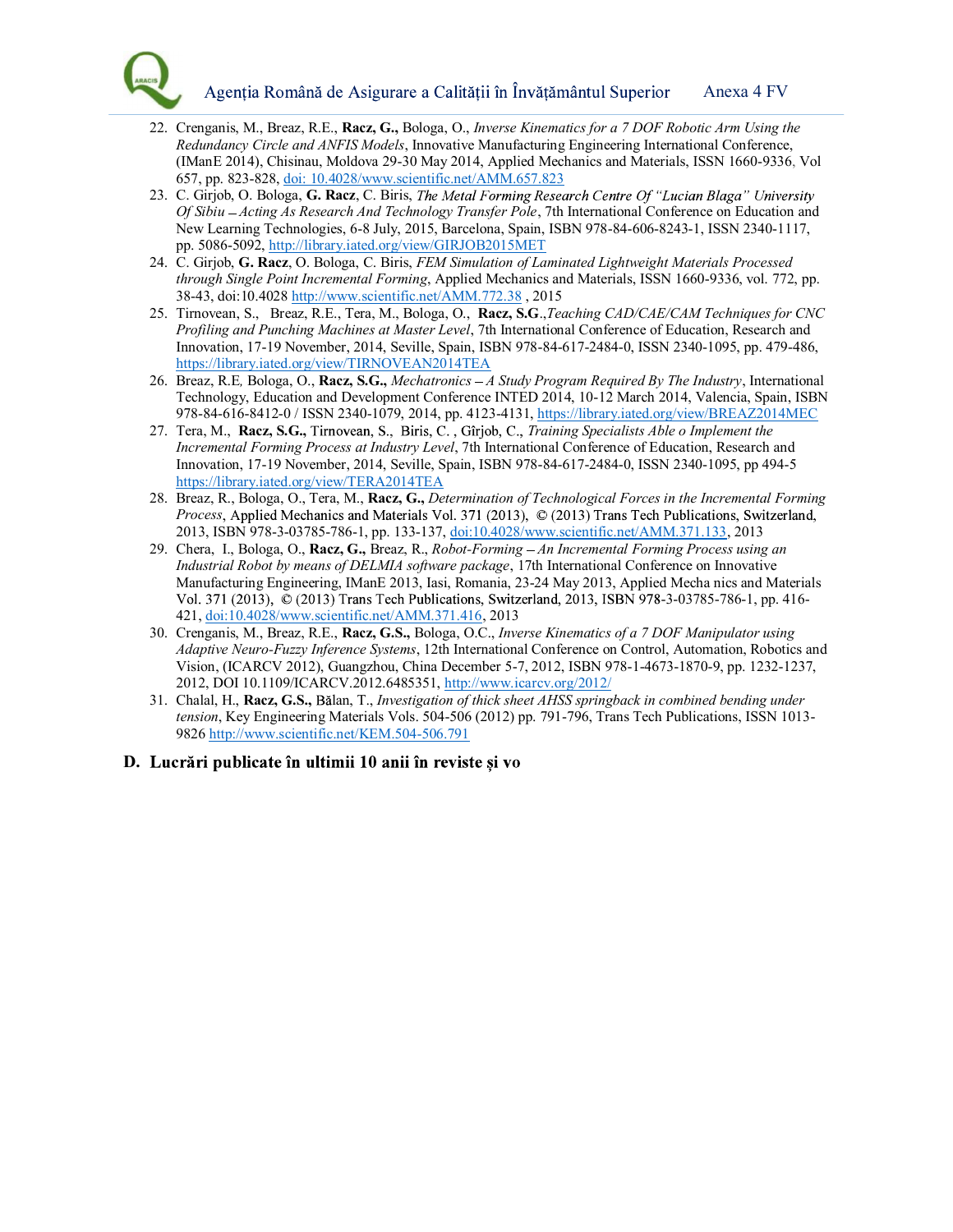22. Crenganis, M., Breaz, R.E., **Racz, G.**, Bologa, O., *Inverse Kinematics for a 7 DOF Robotic Arm Using the Redundancy Circle and ANFIS Models*, Innovative Manufacturing Engineering International Conference, (IManE 2014), Chisinau, Moldova 29-30 May 2014, Applied Mechanics and Materials, ISSN 1660-9336, Vol 657, pp. 823-828, doi: 10.4028/www.scientific.net/AMM.657.823
23. C. Girjob, O. Bologa, **G. Racz**, C. Biris, *The Metal Forming Research Centre Of "Lucian Blaga" University Of Sibiu – Acting As Research And Technology Transfer Pole*, 7th International Conference on Education and New Learning Technologies, 6-8 July, 2015, Barcelona, Spain, ISBN 978-84-606-8243-1, ISSN 2340-1117, pp. 5086-5092, http://library.iated.org/view/GIRJOB2015MET
24. C. Girjob, **G. Racz**, O. Bologa, C. Biris, *FEM Simulation of Laminated Lightweight Materials Processed through Single Point Incremental Forming*, Applied Mechanics and Materials, ISSN 1660-9336, vol. 772, pp. 38-43, doi:10.4028 http://www.scientific.net/AMM.772.38 , 2015
25. Tirnovean, S., Breaz, R.E., Tera, M., Bologa, O., **Racz, S.G.**,*Teaching CAD/CAE/CAM Techniques for CNC Profiling and Punching Machines at Master Level*, 7th International Conference of Education, Research and Innovation, 17-19 November, 2014, Seville, Spain, ISBN 978-84-617-2484-0, ISSN 2340-1095, pp. 479-486, https://library.iated.org/view/TIRNOVEAN2014TEA
26. Breaz, R.E, Bologa, O., **Racz, S.G.**, *Mechatronics – A Study Program Required By The Industry*, International Technology, Education and Development Conference INTED 2014, 10-12 March 2014, Valencia, Spain, ISBN 978-84-616-8412-0 / ISSN 2340-1079, 2014, pp. 4123-4131, https://library.iated.org/view/BREAZ2014MEC
27. Tera, M., **Racz, S.G.**, Tirnovean, S., Biris, C. , Gîrjob, C., *Training Specialists Able o Implement the Incremental Forming Process at Industry Level*, 7th International Conference of Education, Research and Innovation, 17-19 November, 2014, Seville, Spain, ISBN 978-84-617-2484-0, ISSN 2340-1095, pp 494-5 https://library.iated.org/view/TERA2014TEA
28. Breaz, R., Bologa, O., Tera, M., **Racz, G.**, *Determination of Technological Forces in the Incremental Forming Process*, Applied Mechanics and Materials Vol. 371 (2013), © (2013) Trans Tech Publications, Switzerland, 2013, ISBN 978-3-03785-786-1, pp. 133-137, doi:10.4028/www.scientific.net/AMM.371.133, 2013
29. Chera, I., Bologa, O., **Racz, G.**, Breaz, R., *Robot-Forming – An Incremental Forming Process using an Industrial Robot by means of DELMIA software package*, 17th International Conference on Innovative Manufacturing Engineering, IManE 2013, Iasi, Romania, 23-24 May 2013, Applied Mecha nics and Materials Vol. 371 (2013), © (2013) Trans Tech Publications, Switzerland, 2013, ISBN 978-3-03785-786-1, pp. 416-421, doi:10.4028/www.scientific.net/AMM.371.416, 2013
30. Crenganis, M., Breaz, R.E., **Racz, G.S.**, Bologa, O.C., *Inverse Kinematics of a 7 DOF Manipulator using Adaptive Neuro-Fuzzy Inference Systems*, 12th International Conference on Control, Automation, Robotics and Vision, (ICARCV 2012), Guangzhou, China December 5-7, 2012, ISBN 978-1-4673-1870-9, pp. 1232-1237, 2012, DOI 10.1109/ICARCV.2012.6485351, http://www.icarcv.org/2012/
31. Chalal, H., **Racz, G.S.**, Bălan, T., *Investigation of thick sheet AHSS springback in combined bending under tension*, Key Engineering Materials Vols. 504-506 (2012) pp. 791-796, Trans Tech Publications, ISSN 1013-9826 http://www.scientific.net/KEM.504-506.791

## D. Lucrări publicate în ultimii 10 anii în reviste și vo